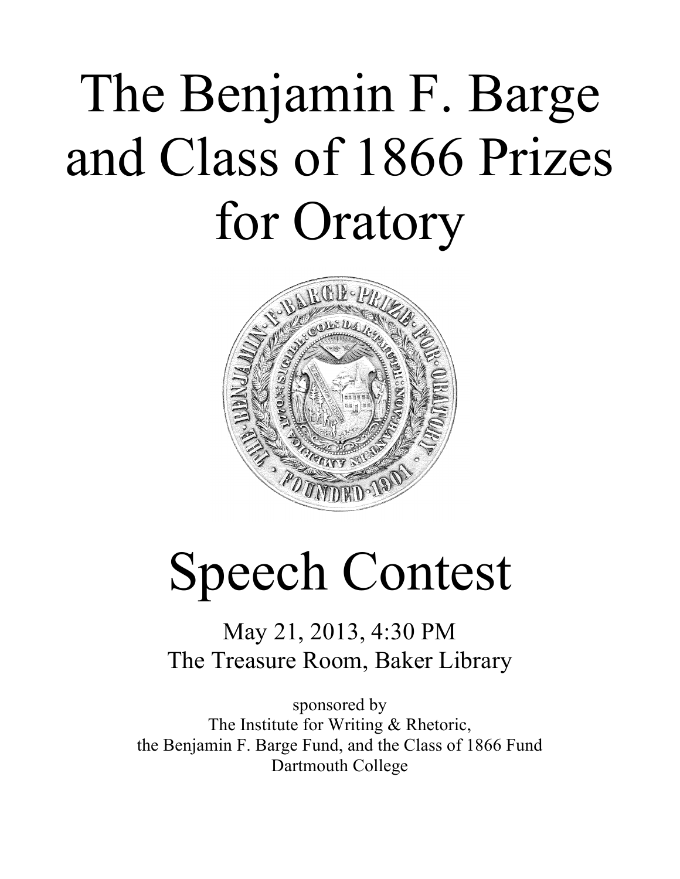# The Benjamin F. Barge and Class of 1866 Prizes for Oratory

# Speech Contest

May 21, 2013, 4:30 PM
The Treasure Room, Baker Library

sponsored by
The Institute for Writing & Rhetoric,
the Benjamin F. Barge Fund, and the Class of 1866 Fund
Dartmouth College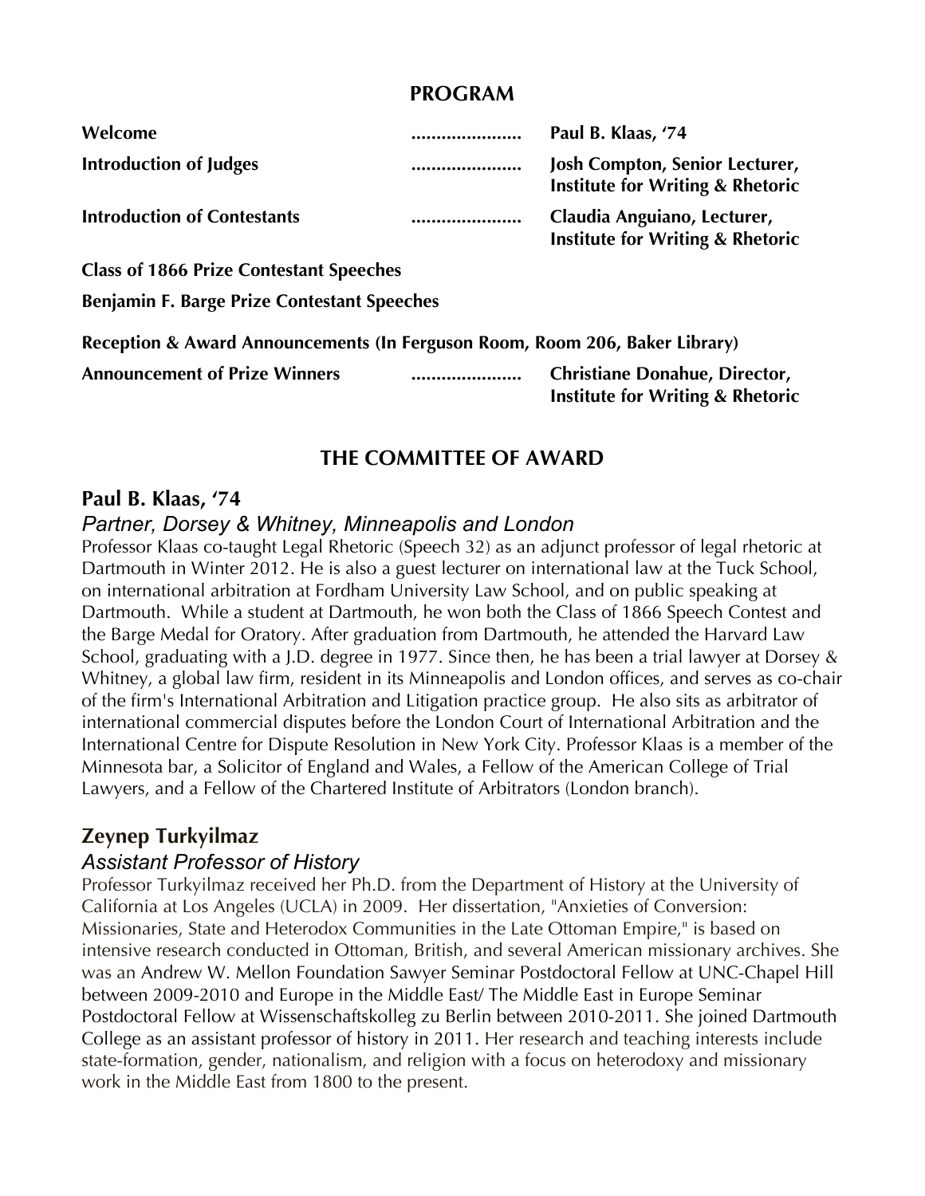## PROGRAM

| | | |
|---|---|---|
| **Welcome** | ...................... | **Paul B. Klaas, '74** |
| **Introduction of Judges** | ...................... | **Josh Compton, Senior Lecturer, Institute for Writing & Rhetoric** |
| **Introduction of Contestants** | ...................... | **Claudia Anguiano, Lecturer, Institute for Writing & Rhetoric** |

**Class of 1866 Prize Contestant Speeches**

**Benjamin F. Barge Prize Contestant Speeches**

**Reception & Award Announcements (In Ferguson Room, Room 206, Baker Library)**

| | | |
|---|---|---|
| **Announcement of Prize Winners** | ...................... | **Christiane Donahue, Director, Institute for Writing & Rhetoric** |

## THE COMMITTEE OF AWARD

### Paul B. Klaas, '74

*Partner, Dorsey & Whitney, Minneapolis and London*

Professor Klaas co-taught Legal Rhetoric (Speech 32) as an adjunct professor of legal rhetoric at Dartmouth in Winter 2012. He is also a guest lecturer on international law at the Tuck School, on international arbitration at Fordham University Law School, and on public speaking at Dartmouth. While a student at Dartmouth, he won both the Class of 1866 Speech Contest and the Barge Medal for Oratory. After graduation from Dartmouth, he attended the Harvard Law School, graduating with a J.D. degree in 1977. Since then, he has been a trial lawyer at Dorsey & Whitney, a global law firm, resident in its Minneapolis and London offices, and serves as co-chair of the firm's International Arbitration and Litigation practice group. He also sits as arbitrator of international commercial disputes before the London Court of International Arbitration and the International Centre for Dispute Resolution in New York City. Professor Klaas is a member of the Minnesota bar, a Solicitor of England and Wales, a Fellow of the American College of Trial Lawyers, and a Fellow of the Chartered Institute of Arbitrators (London branch).

### Zeynep Turkyilmaz

*Assistant Professor of History*

Professor Turkyilmaz received her Ph.D. from the Department of History at the University of California at Los Angeles (UCLA) in 2009. Her dissertation, "Anxieties of Conversion: Missionaries, State and Heterodox Communities in the Late Ottoman Empire," is based on intensive research conducted in Ottoman, British, and several American missionary archives. She was an Andrew W. Mellon Foundation Sawyer Seminar Postdoctoral Fellow at UNC-Chapel Hill between 2009-2010 and Europe in the Middle East/ The Middle East in Europe Seminar Postdoctoral Fellow at Wissenschaftskolleg zu Berlin between 2010-2011. She joined Dartmouth College as an assistant professor of history in 2011. Her research and teaching interests include state-formation, gender, nationalism, and religion with a focus on heterodoxy and missionary work in the Middle East from 1800 to the present.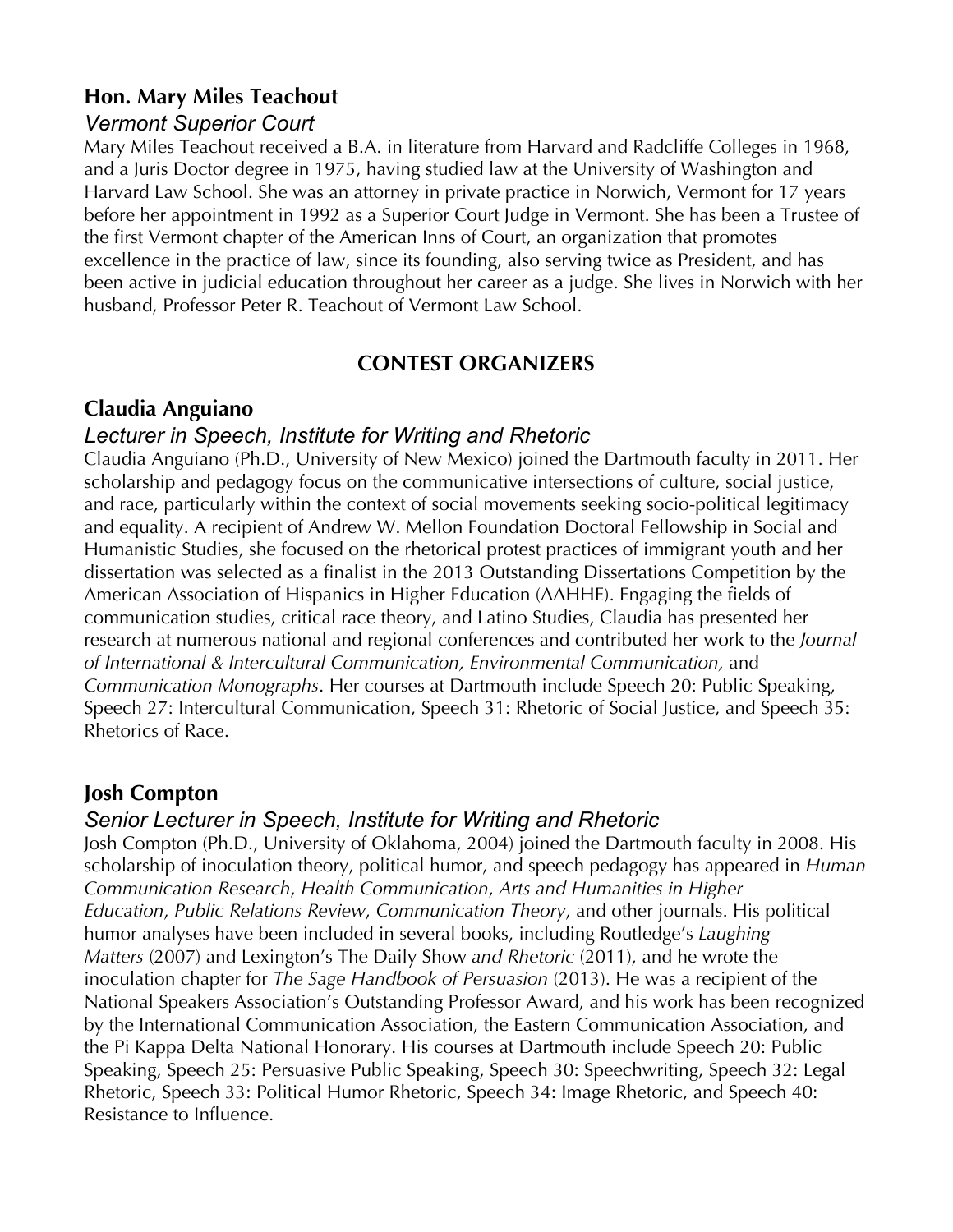### Hon. Mary Miles Teachout

*Vermont Superior Court*

Mary Miles Teachout received a B.A. in literature from Harvard and Radcliffe Colleges in 1968, and a Juris Doctor degree in 1975, having studied law at the University of Washington and Harvard Law School. She was an attorney in private practice in Norwich, Vermont for 17 years before her appointment in 1992 as a Superior Court Judge in Vermont. She has been a Trustee of the first Vermont chapter of the American Inns of Court, an organization that promotes excellence in the practice of law, since its founding, also serving twice as President, and has been active in judicial education throughout her career as a judge. She lives in Norwich with her husband, Professor Peter R. Teachout of Vermont Law School.

## CONTEST ORGANIZERS

### Claudia Anguiano

*Lecturer in Speech, Institute for Writing and Rhetoric*

Claudia Anguiano (Ph.D., University of New Mexico) joined the Dartmouth faculty in 2011. Her scholarship and pedagogy focus on the communicative intersections of culture, social justice, and race, particularly within the context of social movements seeking socio-political legitimacy and equality. A recipient of Andrew W. Mellon Foundation Doctoral Fellowship in Social and Humanistic Studies, she focused on the rhetorical protest practices of immigrant youth and her dissertation was selected as a finalist in the 2013 Outstanding Dissertations Competition by the American Association of Hispanics in Higher Education (AAHHE). Engaging the fields of communication studies, critical race theory, and Latino Studies, Claudia has presented her research at numerous national and regional conferences and contributed her work to the *Journal of International & Intercultural Communication, Environmental Communication,* and *Communication Monographs*. Her courses at Dartmouth include Speech 20: Public Speaking, Speech 27: Intercultural Communication, Speech 31: Rhetoric of Social Justice, and Speech 35: Rhetorics of Race.

### Josh Compton

*Senior Lecturer in Speech, Institute for Writing and Rhetoric*

Josh Compton (Ph.D., University of Oklahoma, 2004) joined the Dartmouth faculty in 2008. His scholarship of inoculation theory, political humor, and speech pedagogy has appeared in *Human Communication Research*, *Health Communication*, *Arts and Humanities in Higher Education*, *Public Relations Review*, *Communication Theory*, and other journals. His political humor analyses have been included in several books, including Routledge's *Laughing Matters* (2007) and Lexington's The Daily Show *and Rhetoric* (2011), and he wrote the inoculation chapter for *The Sage Handbook of Persuasion* (2013). He was a recipient of the National Speakers Association's Outstanding Professor Award, and his work has been recognized by the International Communication Association, the Eastern Communication Association, and the Pi Kappa Delta National Honorary. His courses at Dartmouth include Speech 20: Public Speaking, Speech 25: Persuasive Public Speaking, Speech 30: Speechwriting, Speech 32: Legal Rhetoric, Speech 33: Political Humor Rhetoric, Speech 34: Image Rhetoric, and Speech 40: Resistance to Influence.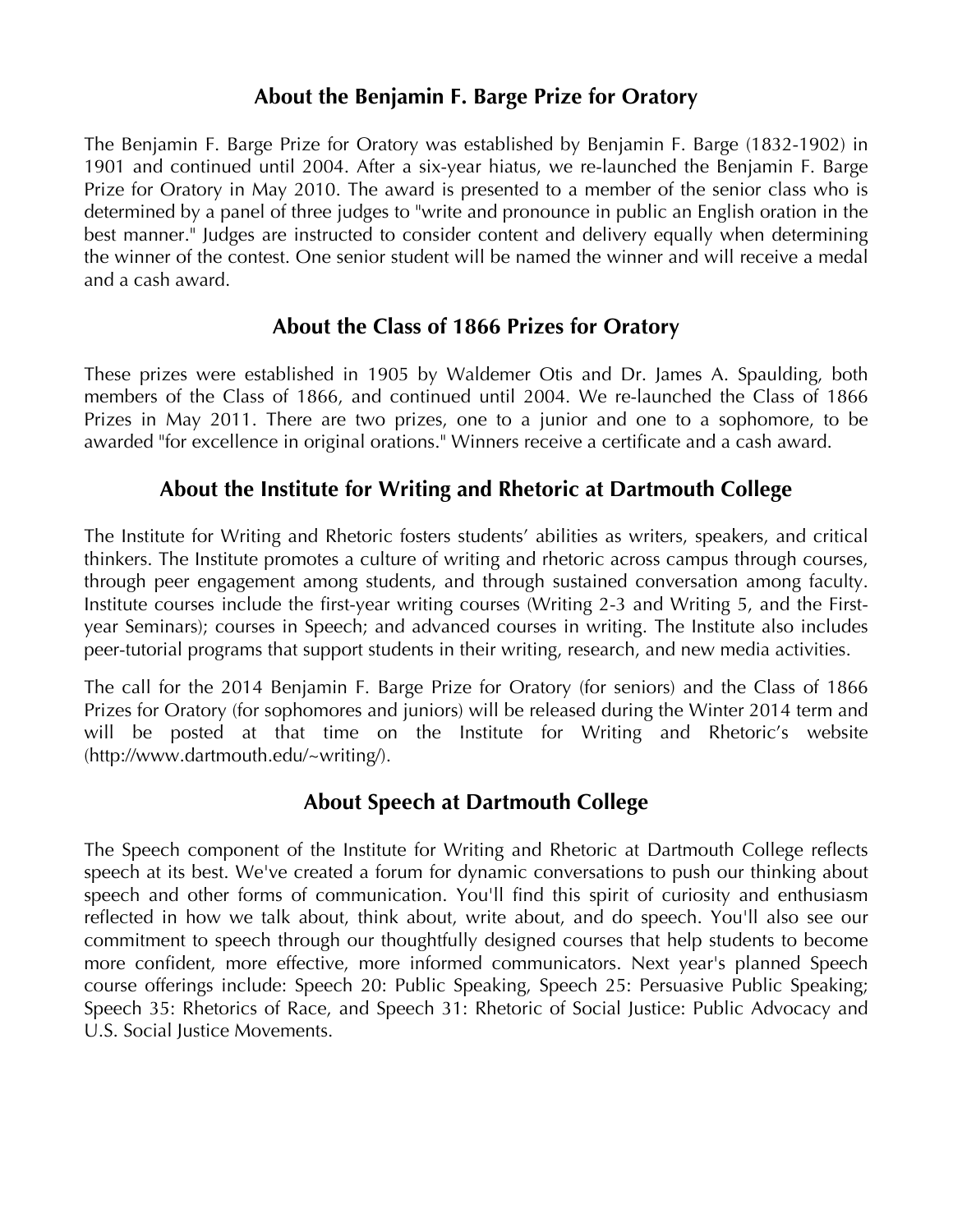## About the Benjamin F. Barge Prize for Oratory

The Benjamin F. Barge Prize for Oratory was established by Benjamin F. Barge (1832-1902) in 1901 and continued until 2004. After a six-year hiatus, we re-launched the Benjamin F. Barge Prize for Oratory in May 2010. The award is presented to a member of the senior class who is determined by a panel of three judges to "write and pronounce in public an English oration in the best manner." Judges are instructed to consider content and delivery equally when determining the winner of the contest. One senior student will be named the winner and will receive a medal and a cash award.

## About the Class of 1866 Prizes for Oratory

These prizes were established in 1905 by Waldemer Otis and Dr. James A. Spaulding, both members of the Class of 1866, and continued until 2004. We re-launched the Class of 1866 Prizes in May 2011. There are two prizes, one to a junior and one to a sophomore, to be awarded "for excellence in original orations." Winners receive a certificate and a cash award.

## About the Institute for Writing and Rhetoric at Dartmouth College

The Institute for Writing and Rhetoric fosters students' abilities as writers, speakers, and critical thinkers. The Institute promotes a culture of writing and rhetoric across campus through courses, through peer engagement among students, and through sustained conversation among faculty. Institute courses include the first-year writing courses (Writing 2-3 and Writing 5, and the First-year Seminars); courses in Speech; and advanced courses in writing. The Institute also includes peer-tutorial programs that support students in their writing, research, and new media activities.

The call for the 2014 Benjamin F. Barge Prize for Oratory (for seniors) and the Class of 1866 Prizes for Oratory (for sophomores and juniors) will be released during the Winter 2014 term and will be posted at that time on the Institute for Writing and Rhetoric's website (http://www.dartmouth.edu/~writing/).

## About Speech at Dartmouth College

The Speech component of the Institute for Writing and Rhetoric at Dartmouth College reflects speech at its best. We've created a forum for dynamic conversations to push our thinking about speech and other forms of communication. You'll find this spirit of curiosity and enthusiasm reflected in how we talk about, think about, write about, and do speech. You'll also see our commitment to speech through our thoughtfully designed courses that help students to become more confident, more effective, more informed communicators. Next year's planned Speech course offerings include: Speech 20: Public Speaking, Speech 25: Persuasive Public Speaking; Speech 35: Rhetorics of Race, and Speech 31: Rhetoric of Social Justice: Public Advocacy and U.S. Social Justice Movements.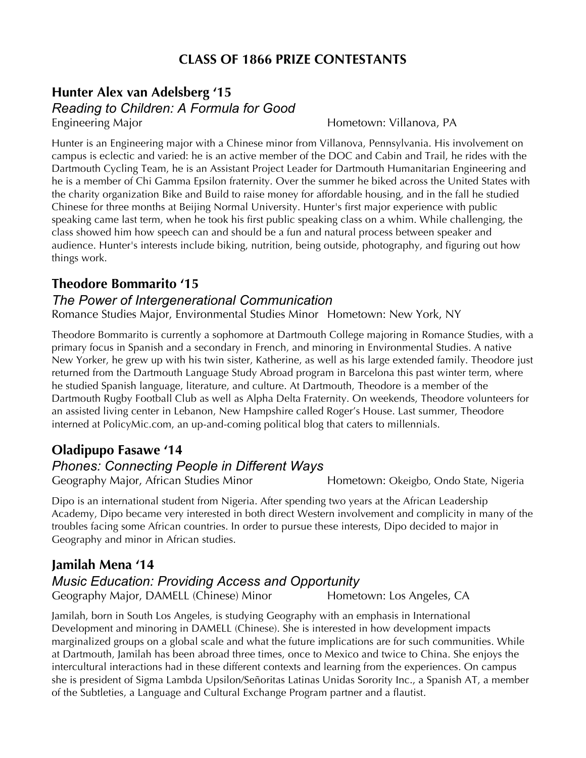# CLASS OF 1866 PRIZE CONTESTANTS

## Hunter Alex van Adelsberg '15

### *Reading to Children: A Formula for Good*

Engineering Major　　Hometown: Villanova, PA

Hunter is an Engineering major with a Chinese minor from Villanova, Pennsylvania. His involvement on campus is eclectic and varied: he is an active member of the DOC and Cabin and Trail, he rides with the Dartmouth Cycling Team, he is an Assistant Project Leader for Dartmouth Humanitarian Engineering and he is a member of Chi Gamma Epsilon fraternity. Over the summer he biked across the United States with the charity organization Bike and Build to raise money for affordable housing, and in the fall he studied Chinese for three months at Beijing Normal University. Hunter's first major experience with public speaking came last term, when he took his first public speaking class on a whim. While challenging, the class showed him how speech can and should be a fun and natural process between speaker and audience. Hunter's interests include biking, nutrition, being outside, photography, and figuring out how things work.

## Theodore Bommarito '15

### *The Power of Intergenerational Communication*

Romance Studies Major, Environmental Studies Minor　　Hometown: New York, NY

Theodore Bommarito is currently a sophomore at Dartmouth College majoring in Romance Studies, with a primary focus in Spanish and a secondary in French, and minoring in Environmental Studies. A native New Yorker, he grew up with his twin sister, Katherine, as well as his large extended family. Theodore just returned from the Dartmouth Language Study Abroad program in Barcelona this past winter term, where he studied Spanish language, literature, and culture. At Dartmouth, Theodore is a member of the Dartmouth Rugby Football Club as well as Alpha Delta Fraternity. On weekends, Theodore volunteers for an assisted living center in Lebanon, New Hampshire called Roger's House. Last summer, Theodore interned at PolicyMic.com, an up-and-coming political blog that caters to millennials.

## Oladipupo Fasawe '14

### *Phones: Connecting People in Different Ways*

Geography Major, African Studies Minor　　Hometown: Okeigbo, Ondo State, Nigeria

Dipo is an international student from Nigeria. After spending two years at the African Leadership Academy, Dipo became very interested in both direct Western involvement and complicity in many of the troubles facing some African countries. In order to pursue these interests, Dipo decided to major in Geography and minor in African studies.

## Jamilah Mena '14

### *Music Education: Providing Access and Opportunity*

Geography Major, DAMELL (Chinese) Minor　　Hometown: Los Angeles, CA

Jamilah, born in South Los Angeles, is studying Geography with an emphasis in International Development and minoring in DAMELL (Chinese). She is interested in how development impacts marginalized groups on a global scale and what the future implications are for such communities. While at Dartmouth, Jamilah has been abroad three times, once to Mexico and twice to China. She enjoys the intercultural interactions had in these different contexts and learning from the experiences. On campus she is president of Sigma Lambda Upsilon/Señoritas Latinas Unidas Sorority Inc., a Spanish AT, a member of the Subtleties, a Language and Cultural Exchange Program partner and a flautist.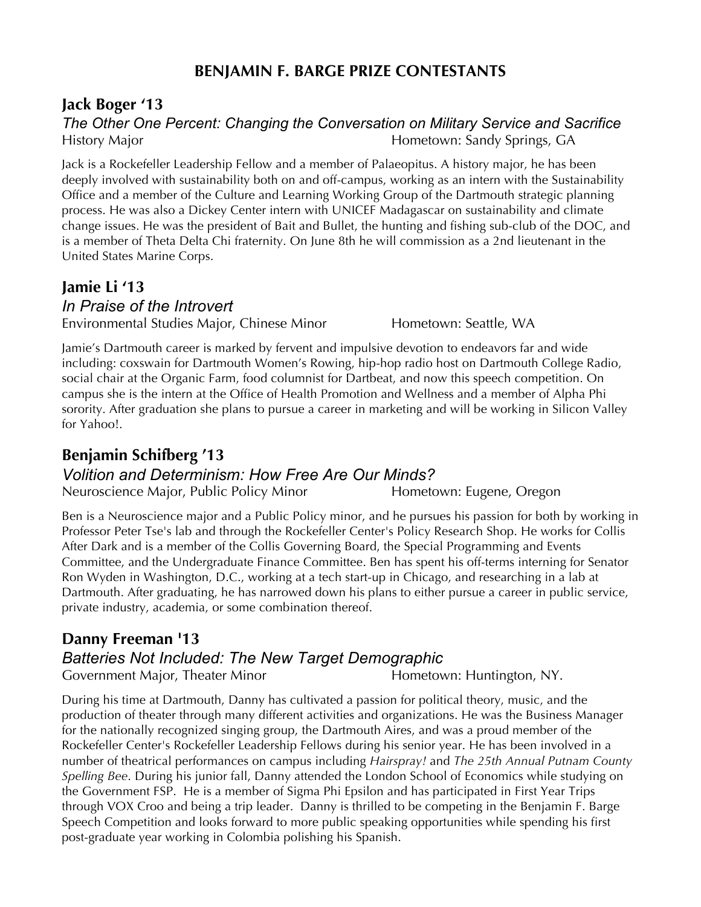# BENJAMIN F. BARGE PRIZE CONTESTANTS

## Jack Boger '13

*The Other One Percent: Changing the Conversation on Military Service and Sacrifice*

History Major — Hometown: Sandy Springs, GA

Jack is a Rockefeller Leadership Fellow and a member of Palaeopitus. A history major, he has been deeply involved with sustainability both on and off-campus, working as an intern with the Sustainability Office and a member of the Culture and Learning Working Group of the Dartmouth strategic planning process. He was also a Dickey Center intern with UNICEF Madagascar on sustainability and climate change issues. He was the president of Bait and Bullet, the hunting and fishing sub-club of the DOC, and is a member of Theta Delta Chi fraternity. On June 8th he will commission as a 2nd lieutenant in the United States Marine Corps.

## Jamie Li '13

*In Praise of the Introvert*

Environmental Studies Major, Chinese Minor — Hometown: Seattle, WA

Jamie's Dartmouth career is marked by fervent and impulsive devotion to endeavors far and wide including: coxswain for Dartmouth Women's Rowing, hip-hop radio host on Dartmouth College Radio, social chair at the Organic Farm, food columnist for Dartbeat, and now this speech competition. On campus she is the intern at the Office of Health Promotion and Wellness and a member of Alpha Phi sorority. After graduation she plans to pursue a career in marketing and will be working in Silicon Valley for Yahoo!.

## Benjamin Schifberg '13

*Volition and Determinism: How Free Are Our Minds?*

Neuroscience Major, Public Policy Minor — Hometown: Eugene, Oregon

Ben is a Neuroscience major and a Public Policy minor, and he pursues his passion for both by working in Professor Peter Tse's lab and through the Rockefeller Center's Policy Research Shop. He works for Collis After Dark and is a member of the Collis Governing Board, the Special Programming and Events Committee, and the Undergraduate Finance Committee. Ben has spent his off-terms interning for Senator Ron Wyden in Washington, D.C., working at a tech start-up in Chicago, and researching in a lab at Dartmouth. After graduating, he has narrowed down his plans to either pursue a career in public service, private industry, academia, or some combination thereof.

## Danny Freeman '13

*Batteries Not Included: The New Target Demographic*

Government Major, Theater Minor — Hometown: Huntington, NY.

During his time at Dartmouth, Danny has cultivated a passion for political theory, music, and the production of theater through many different activities and organizations. He was the Business Manager for the nationally recognized singing group, the Dartmouth Aires, and was a proud member of the Rockefeller Center's Rockefeller Leadership Fellows during his senior year. He has been involved in a number of theatrical performances on campus including *Hairspray!* and *The 25th Annual Putnam County Spelling Bee*. During his junior fall, Danny attended the London School of Economics while studying on the Government FSP. He is a member of Sigma Phi Epsilon and has participated in First Year Trips through VOX Croo and being a trip leader. Danny is thrilled to be competing in the Benjamin F. Barge Speech Competition and looks forward to more public speaking opportunities while spending his first post-graduate year working in Colombia polishing his Spanish.